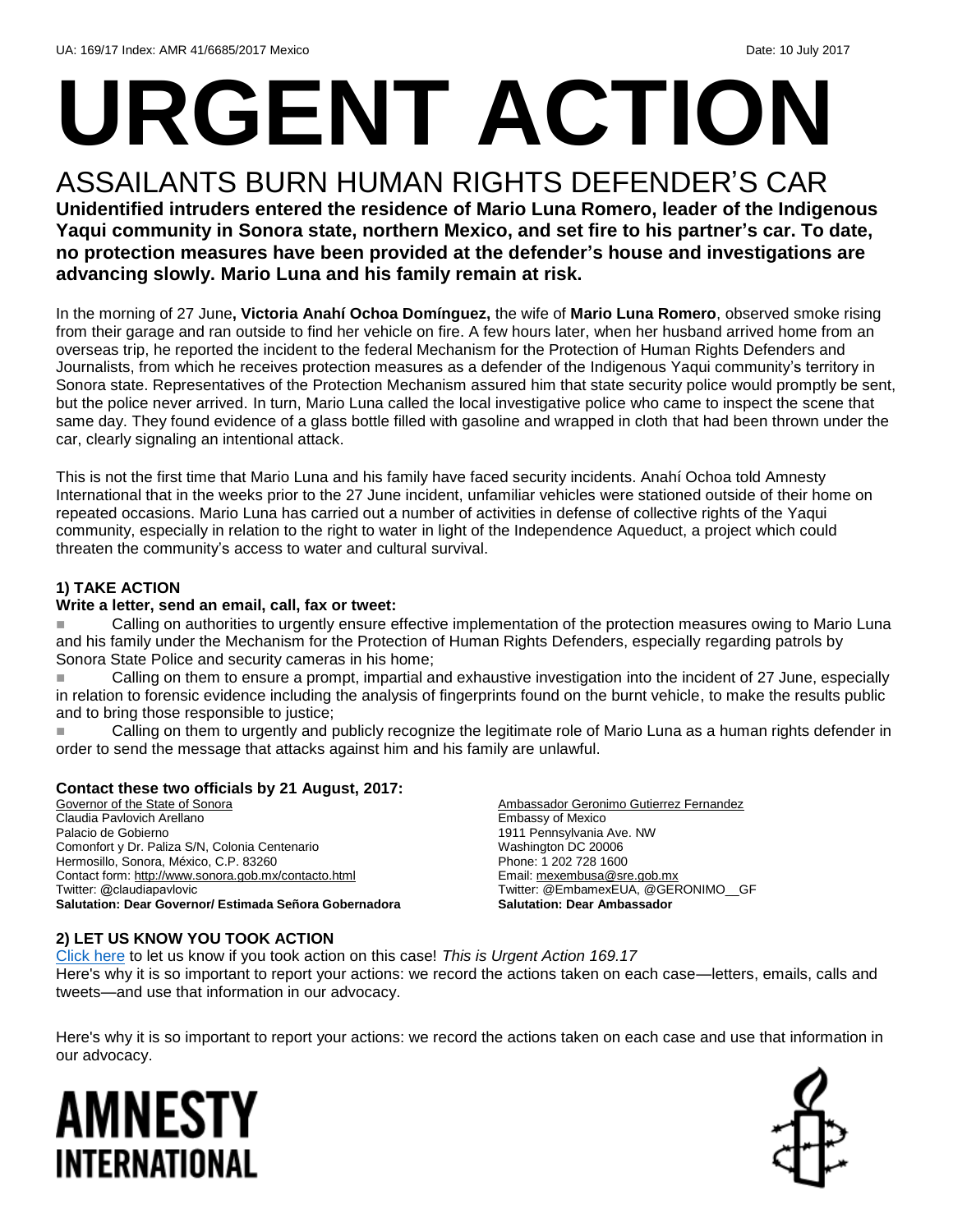UA: 169/17 Index: AMR 41/6685/2017 Mexico Date: 10 July 2017

# URGENT ACTION

## ASSAILANTS BURN HUMAN RIGHTS DEFENDER'S CAR

**Unidentified intruders entered the residence of Mario Luna Romero, leader of the Indigenous Yaqui community in Sonora state, northern Mexico, and set fire to his partner's car. To date, no protection measures have been provided at the defender's house and investigations are advancing slowly. Mario Luna and his family remain at risk.**

In the morning of 27 June**, Victoria Anahí Ochoa Domínguez,** the wife of **Mario Luna Romero**, observed smoke rising from their garage and ran outside to find her vehicle on fire. A few hours later, when her husband arrived home from an overseas trip, he reported the incident to the federal Mechanism for the Protection of Human Rights Defenders and Journalists, from which he receives protection measures as a defender of the Indigenous Yaqui community's territory in Sonora state. Representatives of the Protection Mechanism assured him that state security police would promptly be sent, but the police never arrived. In turn, Mario Luna called the local investigative police who came to inspect the scene that same day. They found evidence of a glass bottle filled with gasoline and wrapped in cloth that had been thrown under the car, clearly signaling an intentional attack.

This is not the first time that Mario Luna and his family have faced security incidents. Anahí Ochoa told Amnesty International that in the weeks prior to the 27 June incident, unfamiliar vehicles were stationed outside of their home on repeated occasions. Mario Luna has carried out a number of activities in defense of collective rights of the Yaqui community, especially in relation to the right to water in light of the Independence Aqueduct, a project which could threaten the community's access to water and cultural survival.

### 1) TAKE ACTION

**Write a letter, send an email, call, fax or tweet:**

- Calling on authorities to urgently ensure effective implementation of the protection measures owing to Mario Luna and his family under the Mechanism for the Protection of Human Rights Defenders, especially regarding patrols by Sonora State Police and security cameras in his home;
- Calling on them to ensure a prompt, impartial and exhaustive investigation into the incident of 27 June, especially in relation to forensic evidence including the analysis of fingerprints found on the burnt vehicle, to make the results public and to bring those responsible to justice;
- Calling on them to urgently and publicly recognize the legitimate role of Mario Luna as a human rights defender in order to send the message that attacks against him and his family are unlawful.

**Contact these two officials by 21 August, 2017:**

Governor of the State of Sonora
Claudia Pavlovich Arellano
Palacio de Gobierno
Comonfort y Dr. Paliza S/N, Colonia Centenario
Hermosillo, Sonora, México, C.P. 83260
Contact form: http://www.sonora.gob.mx/contacto.html
Twitter: @claudiapavlovic
**Salutation: Dear Governor/ Estimada Señora Gobernadora**

Ambassador Geronimo Gutierrez Fernandez
Embassy of Mexico
1911 Pennsylvania Ave. NW
Washington DC 20006
Phone: 1 202 728 1600
Email: mexembusa@sre.gob.mx
Twitter: @EmbamexEUA, @GERONIMO__GF
**Salutation: Dear Ambassador**

### 2) LET US KNOW YOU TOOK ACTION

Click here to let us know if you took action on this case! *This is Urgent Action 169.17*
Here's why it is so important to report your actions: we record the actions taken on each case—letters, emails, calls and tweets—and use that information in our advocacy.

Here's why it is so important to report your actions: we record the actions taken on each case and use that information in our advocacy.

AMNESTY INTERNATIONAL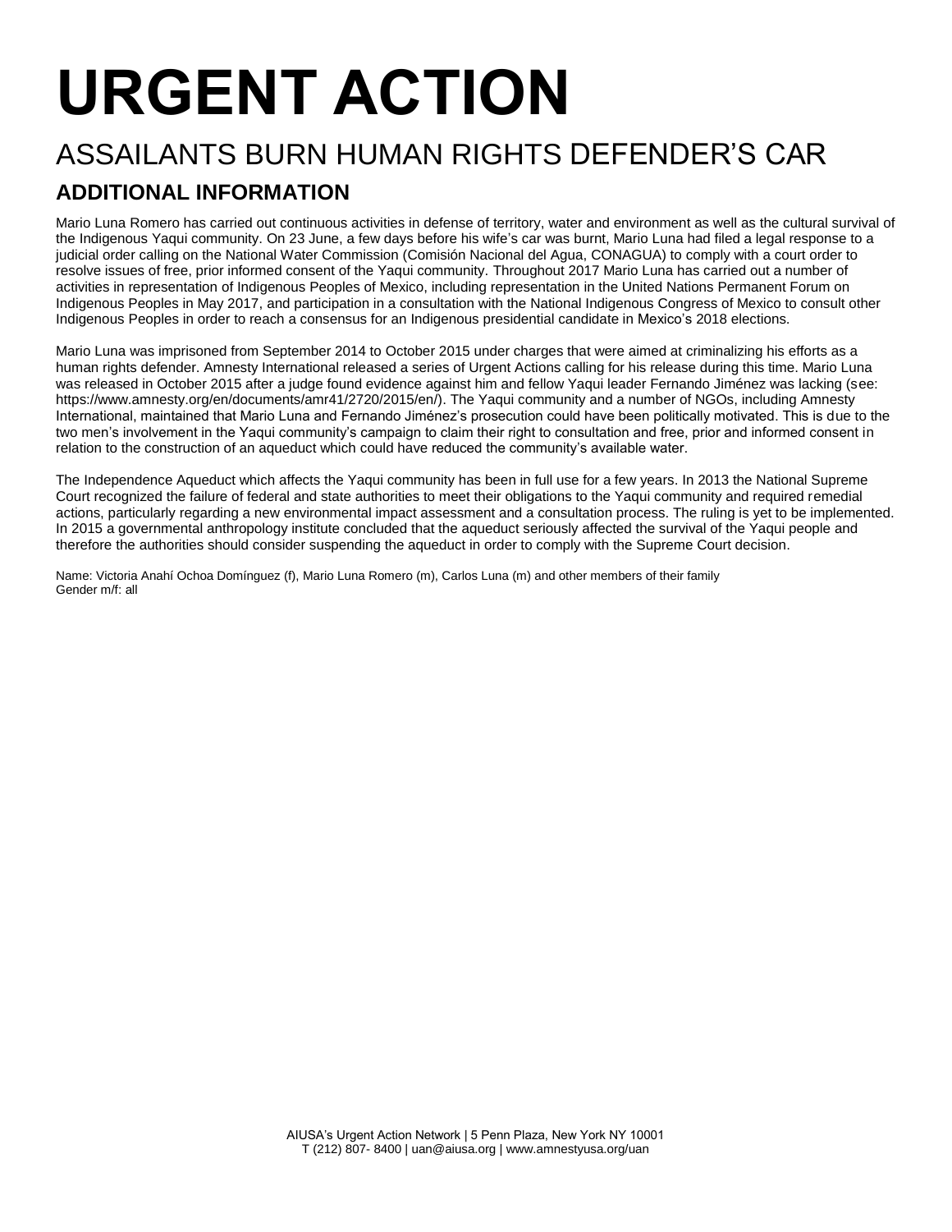# URGENT ACTION

## ASSAILANTS BURN HUMAN RIGHTS DEFENDER'S CAR

### ADDITIONAL INFORMATION

Mario Luna Romero has carried out continuous activities in defense of territory, water and environment as well as the cultural survival of the Indigenous Yaqui community. On 23 June, a few days before his wife's car was burnt, Mario Luna had filed a legal response to a judicial order calling on the National Water Commission (Comisión Nacional del Agua, CONAGUA) to comply with a court order to resolve issues of free, prior informed consent of the Yaqui community. Throughout 2017 Mario Luna has carried out a number of activities in representation of Indigenous Peoples of Mexico, including representation in the United Nations Permanent Forum on Indigenous Peoples in May 2017, and participation in a consultation with the National Indigenous Congress of Mexico to consult other Indigenous Peoples in order to reach a consensus for an Indigenous presidential candidate in Mexico's 2018 elections.

Mario Luna was imprisoned from September 2014 to October 2015 under charges that were aimed at criminalizing his efforts as a human rights defender. Amnesty International released a series of Urgent Actions calling for his release during this time. Mario Luna was released in October 2015 after a judge found evidence against him and fellow Yaqui leader Fernando Jiménez was lacking (see: https://www.amnesty.org/en/documents/amr41/2720/2015/en/). The Yaqui community and a number of NGOs, including Amnesty International, maintained that Mario Luna and Fernando Jiménez's prosecution could have been politically motivated. This is due to the two men's involvement in the Yaqui community's campaign to claim their right to consultation and free, prior and informed consent in relation to the construction of an aqueduct which could have reduced the community's available water.

The Independence Aqueduct which affects the Yaqui community has been in full use for a few years. In 2013 the National Supreme Court recognized the failure of federal and state authorities to meet their obligations to the Yaqui community and required remedial actions, particularly regarding a new environmental impact assessment and a consultation process. The ruling is yet to be implemented. In 2015 a governmental anthropology institute concluded that the aqueduct seriously affected the survival of the Yaqui people and therefore the authorities should consider suspending the aqueduct in order to comply with the Supreme Court decision.

Name: Victoria Anahí Ochoa Domínguez (f), Mario Luna Romero (m), Carlos Luna (m) and other members of their family
Gender m/f: all

AIUSA's Urgent Action Network | 5 Penn Plaza, New York NY 10001
T (212) 807- 8400 | uan@aiusa.org | www.amnestyusa.org/uan